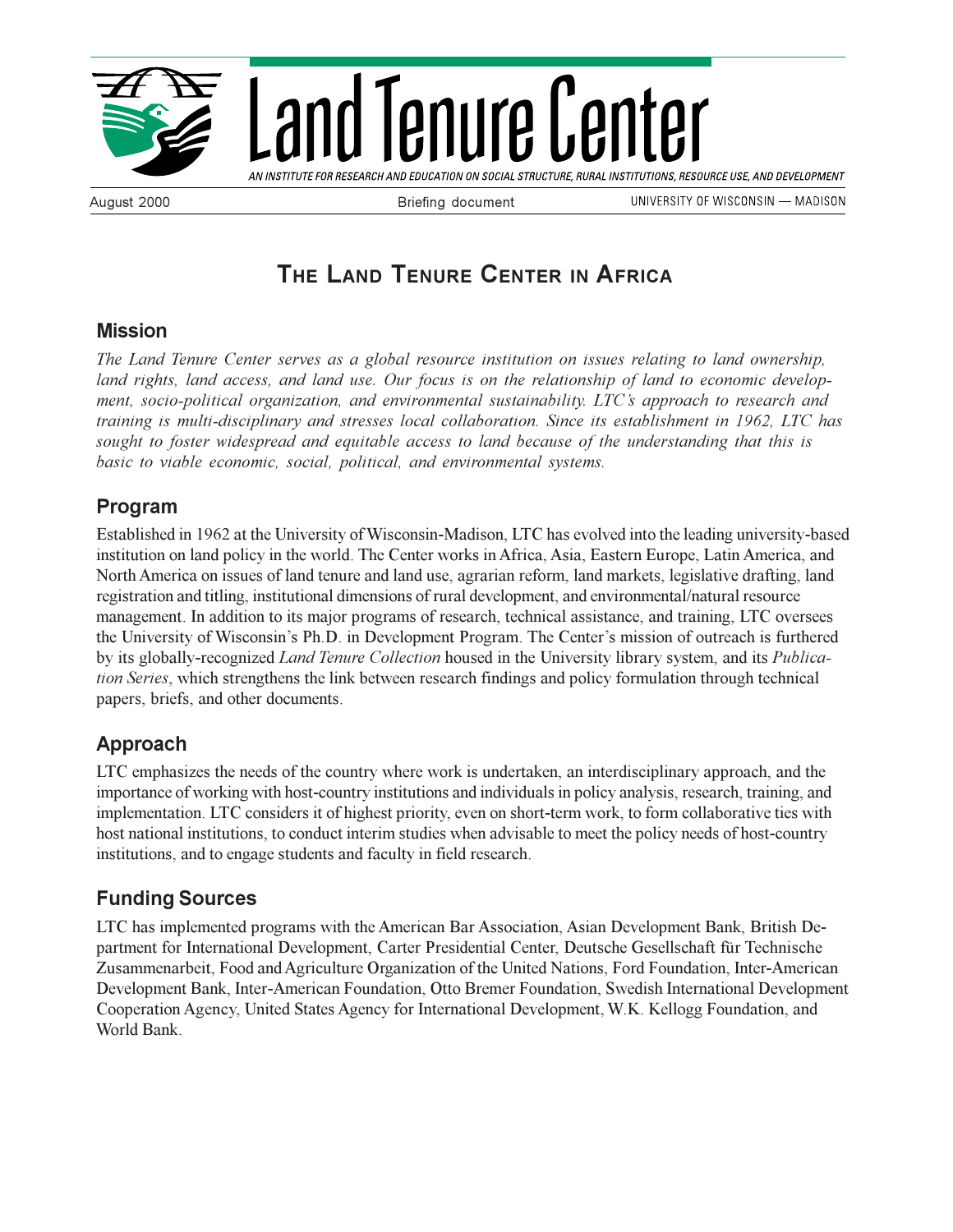# Land Tenure Center

AN INSTITUTE FOR RESEARCH AND EDUCATION ON SOCIAL STRUCTURE, RURAL INSTITUTIONS, RESOURCE USE, AND DEVELOPMENT

August 2000 | Briefing document | UNIVERSITY OF WISCONSIN — MADISON

## The Land Tenure Center in Africa

### Mission

*The Land Tenure Center serves as a global resource institution on issues relating to land ownership, land rights, land access, and land use. Our focus is on the relationship of land to economic development, socio-political organization, and environmental sustainability. LTC's approach to research and training is multi-disciplinary and stresses local collaboration. Since its establishment in 1962, LTC has sought to foster widespread and equitable access to land because of the understanding that this is basic to viable economic, social, political, and environmental systems.*

### Program

Established in 1962 at the University of Wisconsin-Madison, LTC has evolved into the leading university-based institution on land policy in the world. The Center works in Africa, Asia, Eastern Europe, Latin America, and North America on issues of land tenure and land use, agrarian reform, land markets, legislative drafting, land registration and titling, institutional dimensions of rural development, and environmental/natural resource management. In addition to its major programs of research, technical assistance, and training, LTC oversees the University of Wisconsin's Ph.D. in Development Program. The Center's mission of outreach is furthered by its globally-recognized *Land Tenure Collection* housed in the University library system, and its *Publication Series*, which strengthens the link between research findings and policy formulation through technical papers, briefs, and other documents.

### Approach

LTC emphasizes the needs of the country where work is undertaken, an interdisciplinary approach, and the importance of working with host-country institutions and individuals in policy analysis, research, training, and implementation. LTC considers it of highest priority, even on short-term work, to form collaborative ties with host national institutions, to conduct interim studies when advisable to meet the policy needs of host-country institutions, and to engage students and faculty in field research.

### Funding Sources

LTC has implemented programs with the American Bar Association, Asian Development Bank, British Department for International Development, Carter Presidential Center, Deutsche Gesellschaft für Technische Zusammenarbeit, Food and Agriculture Organization of the United Nations, Ford Foundation, Inter-American Development Bank, Inter-American Foundation, Otto Bremer Foundation, Swedish International Development Cooperation Agency, United States Agency for International Development, W.K. Kellogg Foundation, and World Bank.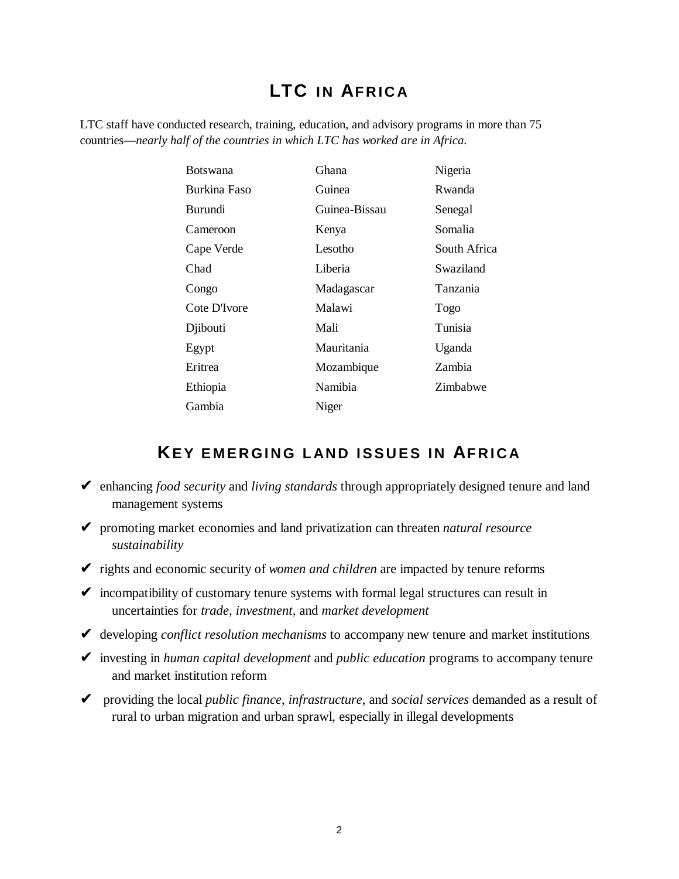# LTC IN AFRICA

LTC staff have conducted research, training, education, and advisory programs in more than 75 countries—*nearly half of the countries in which LTC has worked are in Africa.*

| | | |
|---|---|---|
| Botswana | Ghana | Nigeria |
| Burkina Faso | Guinea | Rwanda |
| Burundi | Guinea-Bissau | Senegal |
| Cameroon | Kenya | Somalia |
| Cape Verde | Lesotho | South Africa |
| Chad | Liberia | Swaziland |
| Congo | Madagascar | Tanzania |
| Cote D'Ivore | Malawi | Togo |
| Djibouti | Mali | Tunisia |
| Egypt | Mauritania | Uganda |
| Eritrea | Mozambique | Zambia |
| Ethiopia | Namibia | Zimbabwe |
| Gambia | Niger | |

# KEY EMERGING LAND ISSUES IN AFRICA

- ✔ enhancing *food security* and *living standards* through appropriately designed tenure and land management systems
- ✔ promoting market economies and land privatization can threaten *natural resource sustainability*
- ✔ rights and economic security of *women and children* are impacted by tenure reforms
- ✔ incompatibility of customary tenure systems with formal legal structures can result in uncertainties for *trade, investment,* and *market development*
- ✔ developing *conflict resolution mechanisms* to accompany new tenure and market institutions
- ✔ investing in *human capital development* and *public education* programs to accompany tenure and market institution reform
- ✔ providing the local *public finance*, *infrastructure*, and *social services* demanded as a result of rural to urban migration and urban sprawl, especially in illegal developments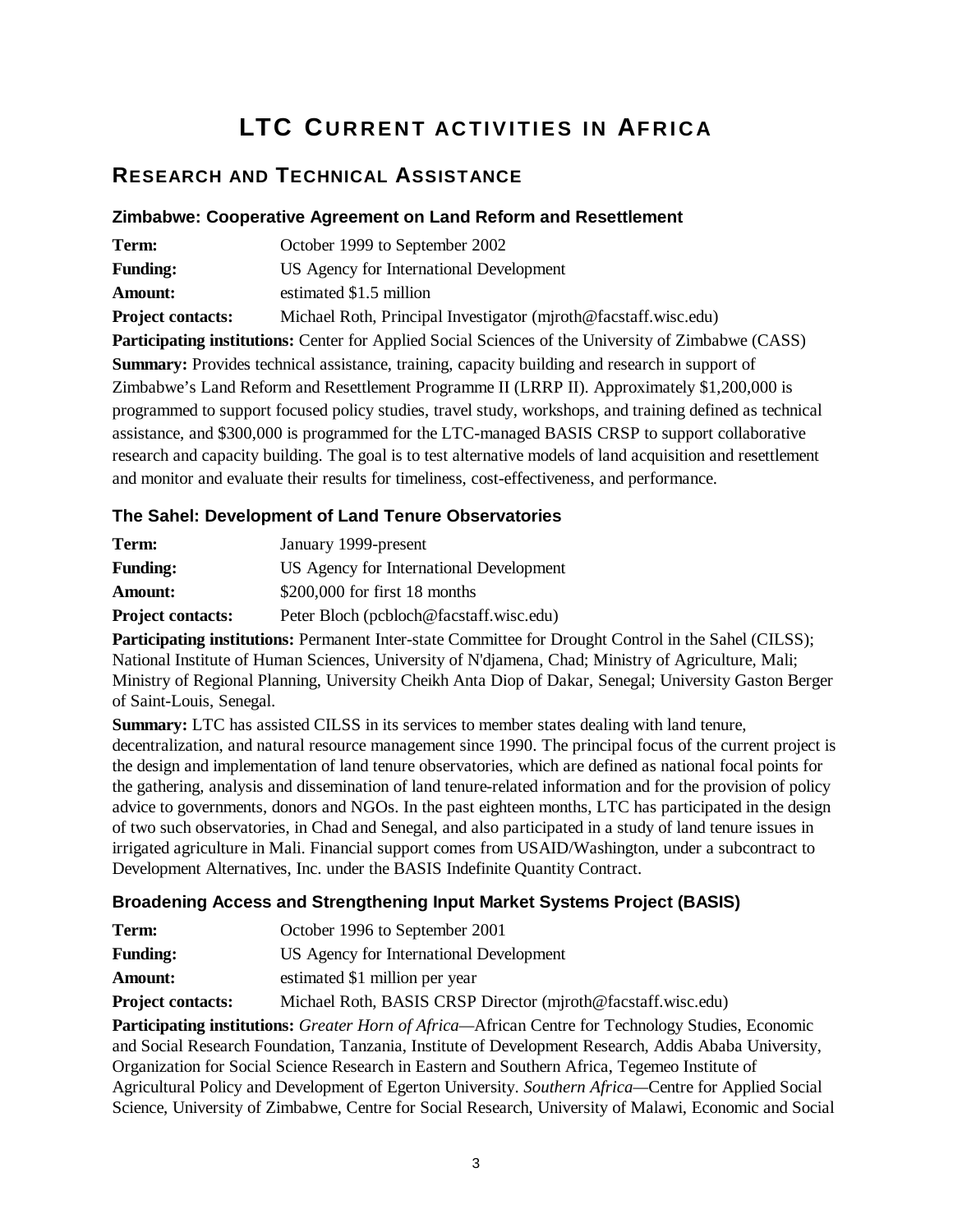# LTC Current activities in Africa

## Research and Technical Assistance

### Zimbabwe: Cooperative Agreement on Land Reform and Resettlement

**Term:** October 1999 to September 2002

**Funding:** US Agency for International Development

**Amount:** estimated $1.5 million

**Project contacts:** Michael Roth, Principal Investigator (mjroth@facstaff.wisc.edu)

**Participating institutions:** Center for Applied Social Sciences of the University of Zimbabwe (CASS)

**Summary:** Provides technical assistance, training, capacity building and research in support of Zimbabwe's Land Reform and Resettlement Programme II (LRRP II). Approximately $1,200,000 is programmed to support focused policy studies, travel study, workshops, and training defined as technical assistance, and $300,000 is programmed for the LTC-managed BASIS CRSP to support collaborative research and capacity building. The goal is to test alternative models of land acquisition and resettlement and monitor and evaluate their results for timeliness, cost-effectiveness, and performance.

### The Sahel: Development of Land Tenure Observatories

**Term:** January 1999-present

**Funding:** US Agency for International Development

**Amount:** $200,000 for first 18 months

**Project contacts:** Peter Bloch (pcbloch@facstaff.wisc.edu)

**Participating institutions:** Permanent Inter-state Committee for Drought Control in the Sahel (CILSS); National Institute of Human Sciences, University of N'djamena, Chad; Ministry of Agriculture, Mali; Ministry of Regional Planning, University Cheikh Anta Diop of Dakar, Senegal; University Gaston Berger of Saint-Louis, Senegal.

**Summary:** LTC has assisted CILSS in its services to member states dealing with land tenure, decentralization, and natural resource management since 1990. The principal focus of the current project is the design and implementation of land tenure observatories, which are defined as national focal points for the gathering, analysis and dissemination of land tenure-related information and for the provision of policy advice to governments, donors and NGOs. In the past eighteen months, LTC has participated in the design of two such observatories, in Chad and Senegal, and also participated in a study of land tenure issues in irrigated agriculture in Mali. Financial support comes from USAID/Washington, under a subcontract to Development Alternatives, Inc. under the BASIS Indefinite Quantity Contract.

### Broadening Access and Strengthening Input Market Systems Project (BASIS)

**Term:** October 1996 to September 2001

**Funding:** US Agency for International Development

**Amount:** estimated $1 million per year

**Project contacts:** Michael Roth, BASIS CRSP Director (mjroth@facstaff.wisc.edu)

**Participating institutions:** *Greater Horn of Africa*—African Centre for Technology Studies, Economic and Social Research Foundation, Tanzania, Institute of Development Research, Addis Ababa University, Organization for Social Science Research in Eastern and Southern Africa, Tegemeo Institute of Agricultural Policy and Development of Egerton University. *Southern Africa*—Centre for Applied Social Science, University of Zimbabwe, Centre for Social Research, University of Malawi, Economic and Social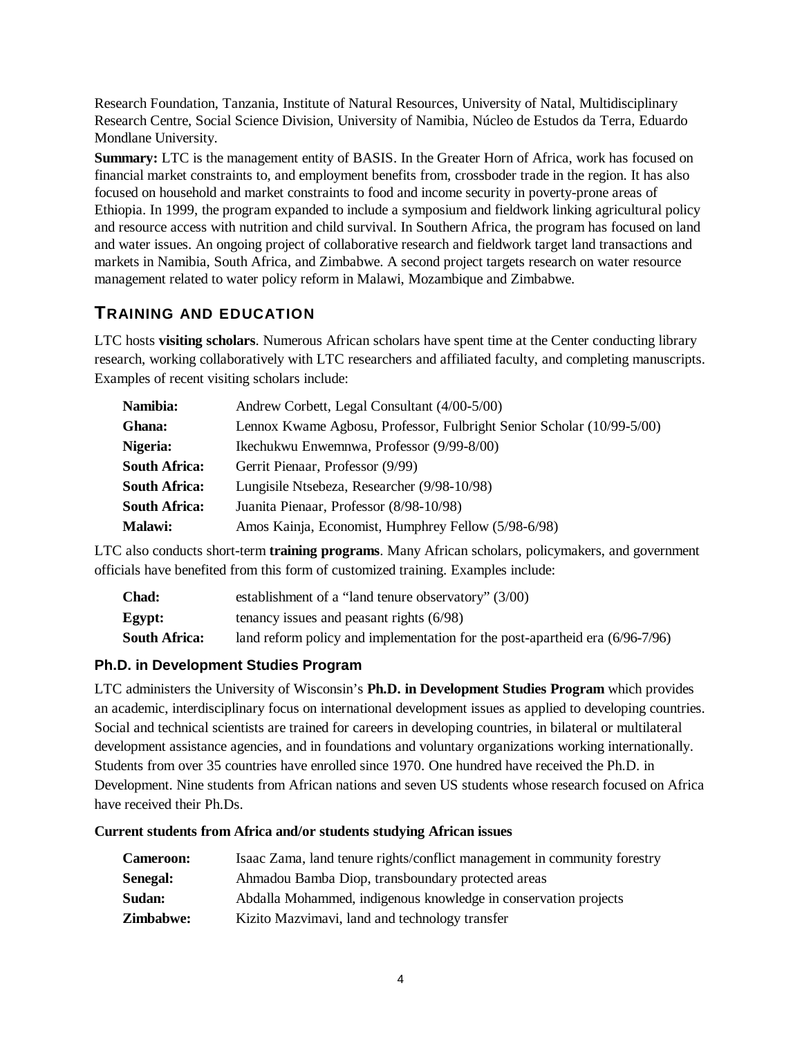Research Foundation, Tanzania, Institute of Natural Resources, University of Natal, Multidisciplinary Research Centre, Social Science Division, University of Namibia, Núcleo de Estudos da Terra, Eduardo Mondlane University.

**Summary:** LTC is the management entity of BASIS. In the Greater Horn of Africa, work has focused on financial market constraints to, and employment benefits from, crossboder trade in the region. It has also focused on household and market constraints to food and income security in poverty-prone areas of Ethiopia. In 1999, the program expanded to include a symposium and fieldwork linking agricultural policy and resource access with nutrition and child survival. In Southern Africa, the program has focused on land and water issues. An ongoing project of collaborative research and fieldwork target land transactions and markets in Namibia, South Africa, and Zimbabwe. A second project targets research on water resource management related to water policy reform in Malawi, Mozambique and Zimbabwe.

## TRAINING AND EDUCATION

LTC hosts **visiting scholars**. Numerous African scholars have spent time at the Center conducting library research, working collaboratively with LTC researchers and affiliated faculty, and completing manuscripts. Examples of recent visiting scholars include:

| | |
|---|---|
| **Namibia:** | Andrew Corbett, Legal Consultant (4/00-5/00) |
| **Ghana:** | Lennox Kwame Agbosu, Professor, Fulbright Senior Scholar (10/99-5/00) |
| **Nigeria:** | Ikechukwu Enwemnwa, Professor (9/99-8/00) |
| **South Africa:** | Gerrit Pienaar, Professor (9/99) |
| **South Africa:** | Lungisile Ntsebeza, Researcher (9/98-10/98) |
| **South Africa:** | Juanita Pienaar, Professor (8/98-10/98) |
| **Malawi:** | Amos Kainja, Economist, Humphrey Fellow (5/98-6/98) |

LTC also conducts short-term **training programs**. Many African scholars, policymakers, and government officials have benefited from this form of customized training. Examples include:

| | |
|---|---|
| **Chad:** | establishment of a "land tenure observatory" (3/00) |
| **Egypt:** | tenancy issues and peasant rights (6/98) |
| **South Africa:** | land reform policy and implementation for the post-apartheid era (6/96-7/96) |

### Ph.D. in Development Studies Program

LTC administers the University of Wisconsin's **Ph.D. in Development Studies Program** which provides an academic, interdisciplinary focus on international development issues as applied to developing countries. Social and technical scientists are trained for careers in developing countries, in bilateral or multilateral development assistance agencies, and in foundations and voluntary organizations working internationally. Students from over 35 countries have enrolled since 1970. One hundred have received the Ph.D. in Development. Nine students from African nations and seven US students whose research focused on Africa have received their Ph.Ds.

**Current students from Africa and/or students studying African issues**

| | |
|---|---|
| **Cameroon:** | Isaac Zama, land tenure rights/conflict management in community forestry |
| **Senegal:** | Ahmadou Bamba Diop, transboundary protected areas |
| **Sudan:** | Abdalla Mohammed, indigenous knowledge in conservation projects |
| **Zimbabwe:** | Kizito Mazvimavi, land and technology transfer |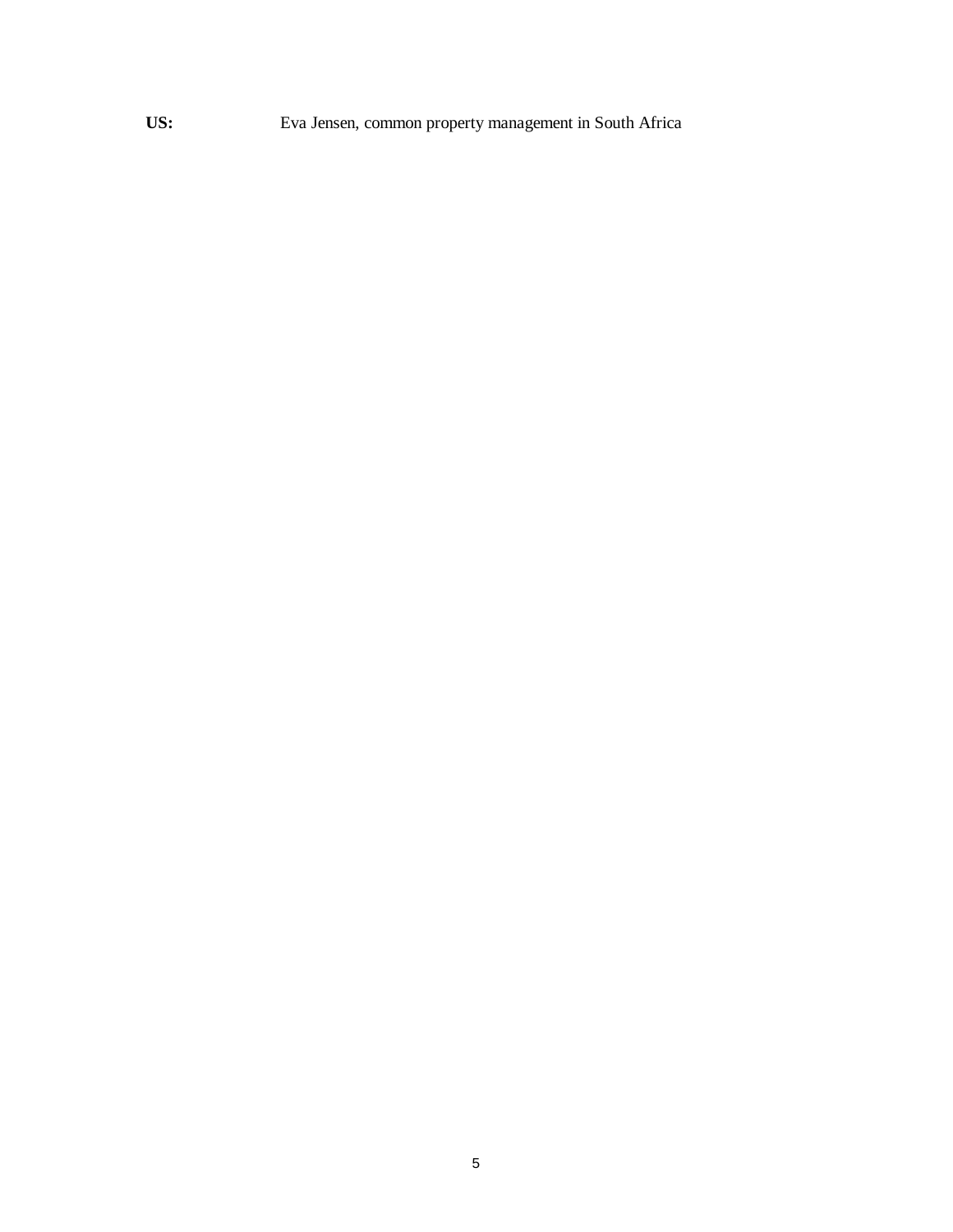**US:** Eva Jensen, common property management in South Africa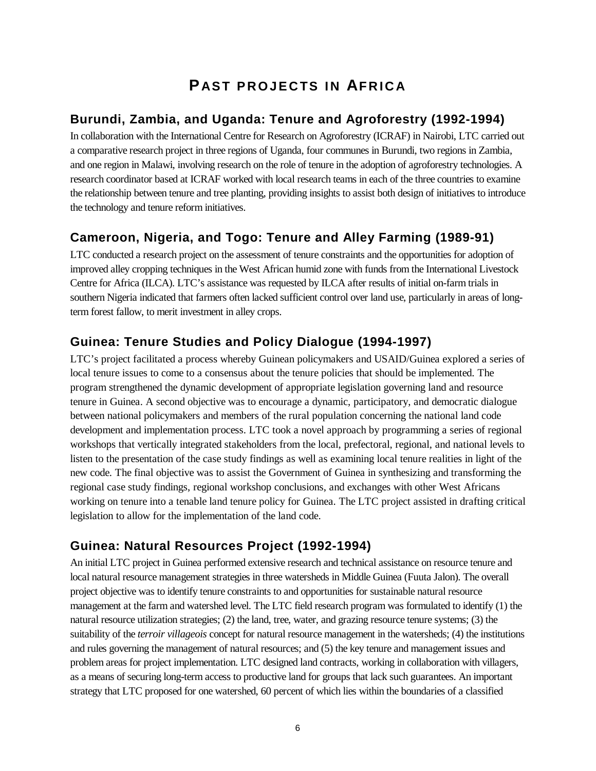# PAST PROJECTS IN AFRICA

## Burundi, Zambia, and Uganda: Tenure and Agroforestry (1992-1994)

In collaboration with the International Centre for Research on Agroforestry (ICRAF) in Nairobi, LTC carried out a comparative research project in three regions of Uganda, four communes in Burundi, two regions in Zambia, and one region in Malawi, involving research on the role of tenure in the adoption of agroforestry technologies. A research coordinator based at ICRAF worked with local research teams in each of the three countries to examine the relationship between tenure and tree planting, providing insights to assist both design of initiatives to introduce the technology and tenure reform initiatives.

## Cameroon, Nigeria, and Togo: Tenure and Alley Farming (1989-91)

LTC conducted a research project on the assessment of tenure constraints and the opportunities for adoption of improved alley cropping techniques in the West African humid zone with funds from the International Livestock Centre for Africa (ILCA). LTC's assistance was requested by ILCA after results of initial on-farm trials in southern Nigeria indicated that farmers often lacked sufficient control over land use, particularly in areas of long-term forest fallow, to merit investment in alley crops.

## Guinea: Tenure Studies and Policy Dialogue (1994-1997)

LTC's project facilitated a process whereby Guinean policymakers and USAID/Guinea explored a series of local tenure issues to come to a consensus about the tenure policies that should be implemented. The program strengthened the dynamic development of appropriate legislation governing land and resource tenure in Guinea. A second objective was to encourage a dynamic, participatory, and democratic dialogue between national policymakers and members of the rural population concerning the national land code development and implementation process. LTC took a novel approach by programming a series of regional workshops that vertically integrated stakeholders from the local, prefectoral, regional, and national levels to listen to the presentation of the case study findings as well as examining local tenure realities in light of the new code. The final objective was to assist the Government of Guinea in synthesizing and transforming the regional case study findings, regional workshop conclusions, and exchanges with other West Africans working on tenure into a tenable land tenure policy for Guinea. The LTC project assisted in drafting critical legislation to allow for the implementation of the land code.

## Guinea: Natural Resources Project (1992-1994)

An initial LTC project in Guinea performed extensive research and technical assistance on resource tenure and local natural resource management strategies in three watersheds in Middle Guinea (Fuuta Jalon). The overall project objective was to identify tenure constraints to and opportunities for sustainable natural resource management at the farm and watershed level. The LTC field research program was formulated to identify (1) the natural resource utilization strategies; (2) the land, tree, water, and grazing resource tenure systems; (3) the suitability of the *terroir villageois* concept for natural resource management in the watersheds; (4) the institutions and rules governing the management of natural resources; and (5) the key tenure and management issues and problem areas for project implementation. LTC designed land contracts, working in collaboration with villagers, as a means of securing long-term access to productive land for groups that lack such guarantees. An important strategy that LTC proposed for one watershed, 60 percent of which lies within the boundaries of a classified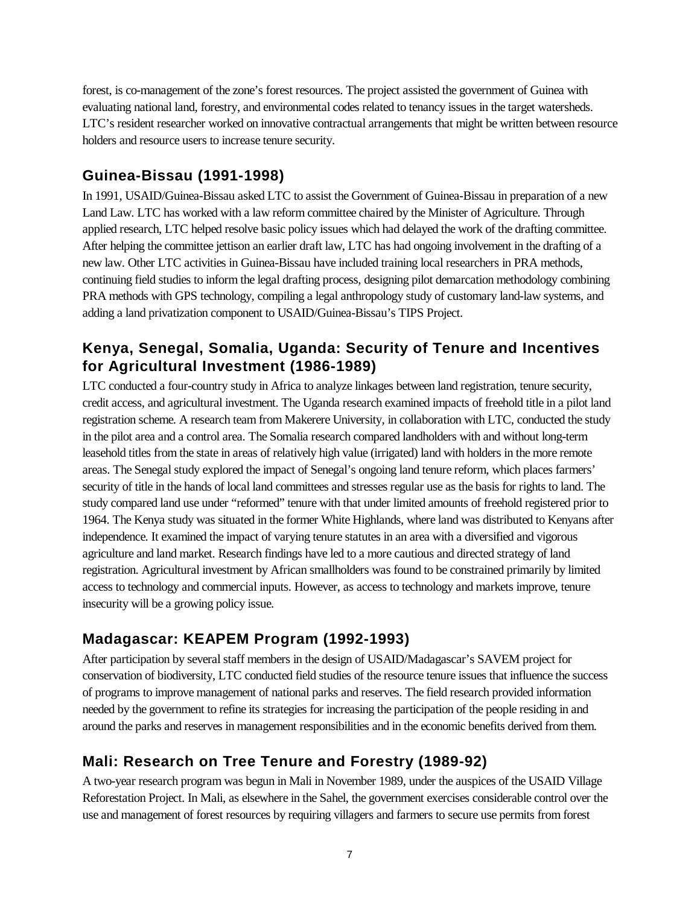forest, is co-management of the zone's forest resources. The project assisted the government of Guinea with evaluating national land, forestry, and environmental codes related to tenancy issues in the target watersheds. LTC's resident researcher worked on innovative contractual arrangements that might be written between resource holders and resource users to increase tenure security.

## Guinea-Bissau (1991-1998)

In 1991, USAID/Guinea-Bissau asked LTC to assist the Government of Guinea-Bissau in preparation of a new Land Law. LTC has worked with a law reform committee chaired by the Minister of Agriculture. Through applied research, LTC helped resolve basic policy issues which had delayed the work of the drafting committee. After helping the committee jettison an earlier draft law, LTC has had ongoing involvement in the drafting of a new law. Other LTC activities in Guinea-Bissau have included training local researchers in PRA methods, continuing field studies to inform the legal drafting process, designing pilot demarcation methodology combining PRA methods with GPS technology, compiling a legal anthropology study of customary land-law systems, and adding a land privatization component to USAID/Guinea-Bissau's TIPS Project.

## Kenya, Senegal, Somalia, Uganda: Security of Tenure and Incentives for Agricultural Investment (1986-1989)

LTC conducted a four-country study in Africa to analyze linkages between land registration, tenure security, credit access, and agricultural investment. The Uganda research examined impacts of freehold title in a pilot land registration scheme. A research team from Makerere University, in collaboration with LTC, conducted the study in the pilot area and a control area. The Somalia research compared landholders with and without long-term leasehold titles from the state in areas of relatively high value (irrigated) land with holders in the more remote areas. The Senegal study explored the impact of Senegal's ongoing land tenure reform, which places farmers' security of title in the hands of local land committees and stresses regular use as the basis for rights to land. The study compared land use under "reformed" tenure with that under limited amounts of freehold registered prior to 1964. The Kenya study was situated in the former White Highlands, where land was distributed to Kenyans after independence. It examined the impact of varying tenure statutes in an area with a diversified and vigorous agriculture and land market. Research findings have led to a more cautious and directed strategy of land registration. Agricultural investment by African smallholders was found to be constrained primarily by limited access to technology and commercial inputs. However, as access to technology and markets improve, tenure insecurity will be a growing policy issue.

## Madagascar: KEAPEM Program (1992-1993)

After participation by several staff members in the design of USAID/Madagascar's SAVEM project for conservation of biodiversity, LTC conducted field studies of the resource tenure issues that influence the success of programs to improve management of national parks and reserves. The field research provided information needed by the government to refine its strategies for increasing the participation of the people residing in and around the parks and reserves in management responsibilities and in the economic benefits derived from them.

## Mali: Research on Tree Tenure and Forestry (1989-92)

A two-year research program was begun in Mali in November 1989, under the auspices of the USAID Village Reforestation Project. In Mali, as elsewhere in the Sahel, the government exercises considerable control over the use and management of forest resources by requiring villagers and farmers to secure use permits from forest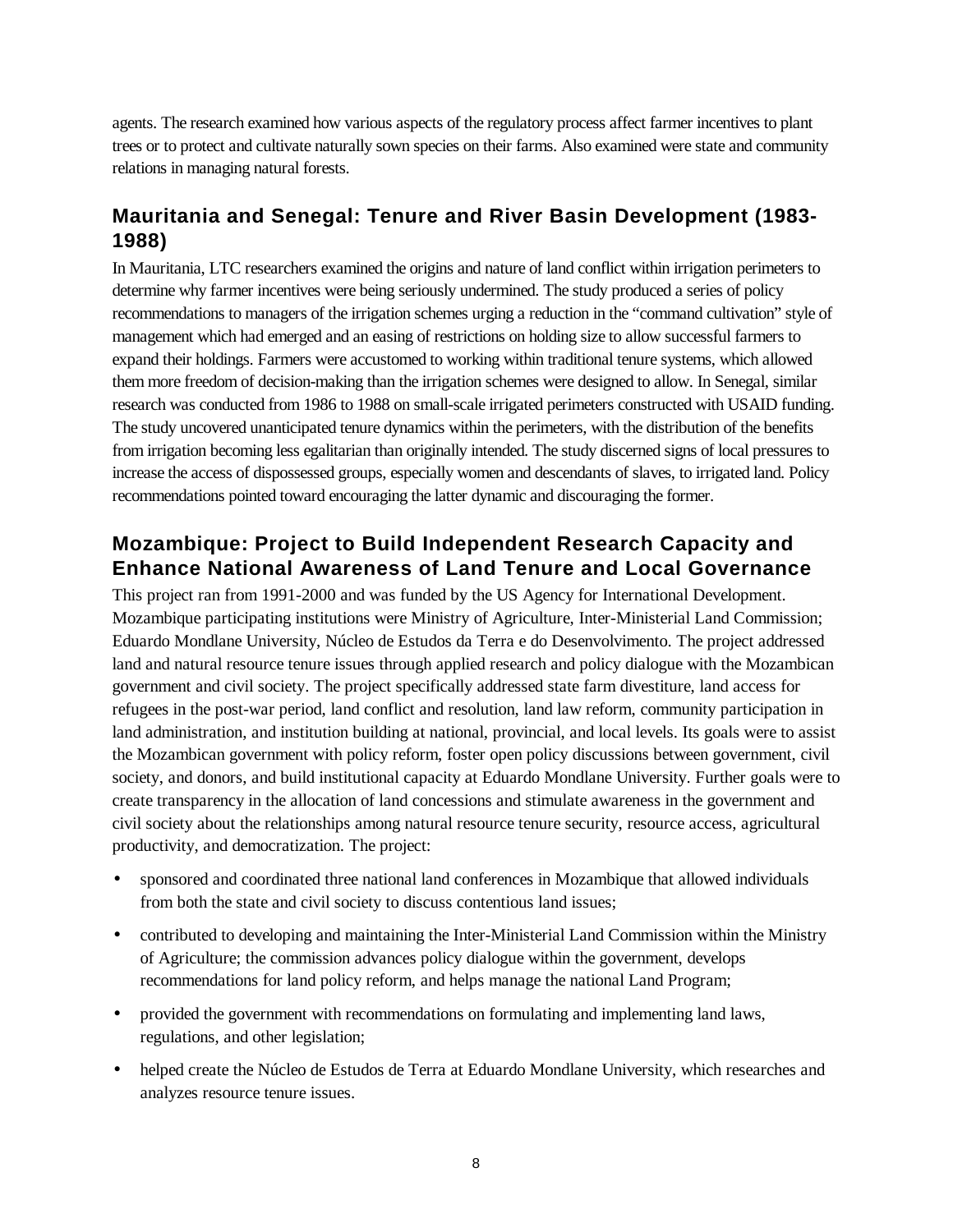agents. The research examined how various aspects of the regulatory process affect farmer incentives to plant trees or to protect and cultivate naturally sown species on their farms. Also examined were state and community relations in managing natural forests.

## Mauritania and Senegal: Tenure and River Basin Development (1983-1988)

In Mauritania, LTC researchers examined the origins and nature of land conflict within irrigation perimeters to determine why farmer incentives were being seriously undermined. The study produced a series of policy recommendations to managers of the irrigation schemes urging a reduction in the "command cultivation" style of management which had emerged and an easing of restrictions on holding size to allow successful farmers to expand their holdings. Farmers were accustomed to working within traditional tenure systems, which allowed them more freedom of decision-making than the irrigation schemes were designed to allow. In Senegal, similar research was conducted from 1986 to 1988 on small-scale irrigated perimeters constructed with USAID funding. The study uncovered unanticipated tenure dynamics within the perimeters, with the distribution of the benefits from irrigation becoming less egalitarian than originally intended. The study discerned signs of local pressures to increase the access of dispossessed groups, especially women and descendants of slaves, to irrigated land. Policy recommendations pointed toward encouraging the latter dynamic and discouraging the former.

## Mozambique: Project to Build Independent Research Capacity and Enhance National Awareness of Land Tenure and Local Governance

This project ran from 1991-2000 and was funded by the US Agency for International Development. Mozambique participating institutions were Ministry of Agriculture, Inter-Ministerial Land Commission; Eduardo Mondlane University, Núcleo de Estudos da Terra e do Desenvolvimento. The project addressed land and natural resource tenure issues through applied research and policy dialogue with the Mozambican government and civil society. The project specifically addressed state farm divestiture, land access for refugees in the post-war period, land conflict and resolution, land law reform, community participation in land administration, and institution building at national, provincial, and local levels. Its goals were to assist the Mozambican government with policy reform, foster open policy discussions between government, civil society, and donors, and build institutional capacity at Eduardo Mondlane University. Further goals were to create transparency in the allocation of land concessions and stimulate awareness in the government and civil society about the relationships among natural resource tenure security, resource access, agricultural productivity, and democratization. The project:

- sponsored and coordinated three national land conferences in Mozambique that allowed individuals from both the state and civil society to discuss contentious land issues;
- contributed to developing and maintaining the Inter-Ministerial Land Commission within the Ministry of Agriculture; the commission advances policy dialogue within the government, develops recommendations for land policy reform, and helps manage the national Land Program;
- provided the government with recommendations on formulating and implementing land laws, regulations, and other legislation;
- helped create the Núcleo de Estudos de Terra at Eduardo Mondlane University, which researches and analyzes resource tenure issues.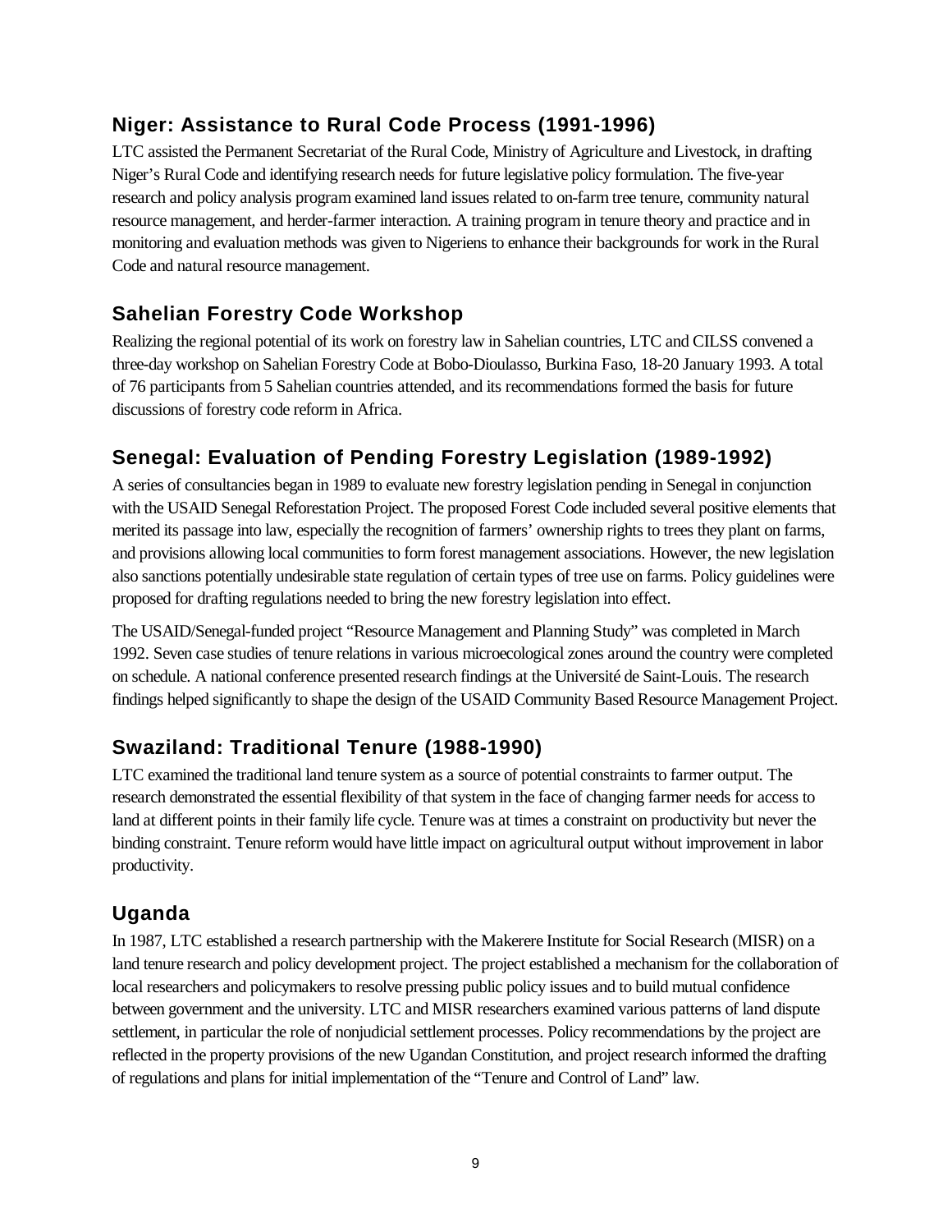## Niger: Assistance to Rural Code Process (1991-1996)

LTC assisted the Permanent Secretariat of the Rural Code, Ministry of Agriculture and Livestock, in drafting Niger's Rural Code and identifying research needs for future legislative policy formulation. The five-year research and policy analysis program examined land issues related to on-farm tree tenure, community natural resource management, and herder-farmer interaction. A training program in tenure theory and practice and in monitoring and evaluation methods was given to Nigeriens to enhance their backgrounds for work in the Rural Code and natural resource management.

## Sahelian Forestry Code Workshop

Realizing the regional potential of its work on forestry law in Sahelian countries, LTC and CILSS convened a three-day workshop on Sahelian Forestry Code at Bobo-Dioulasso, Burkina Faso, 18-20 January 1993. A total of 76 participants from 5 Sahelian countries attended, and its recommendations formed the basis for future discussions of forestry code reform in Africa.

## Senegal: Evaluation of Pending Forestry Legislation (1989-1992)

A series of consultancies began in 1989 to evaluate new forestry legislation pending in Senegal in conjunction with the USAID Senegal Reforestation Project. The proposed Forest Code included several positive elements that merited its passage into law, especially the recognition of farmers' ownership rights to trees they plant on farms, and provisions allowing local communities to form forest management associations. However, the new legislation also sanctions potentially undesirable state regulation of certain types of tree use on farms. Policy guidelines were proposed for drafting regulations needed to bring the new forestry legislation into effect.

The USAID/Senegal-funded project "Resource Management and Planning Study" was completed in March 1992. Seven case studies of tenure relations in various microecological zones around the country were completed on schedule. A national conference presented research findings at the Université de Saint-Louis. The research findings helped significantly to shape the design of the USAID Community Based Resource Management Project.

## Swaziland: Traditional Tenure (1988-1990)

LTC examined the traditional land tenure system as a source of potential constraints to farmer output. The research demonstrated the essential flexibility of that system in the face of changing farmer needs for access to land at different points in their family life cycle. Tenure was at times a constraint on productivity but never the binding constraint. Tenure reform would have little impact on agricultural output without improvement in labor productivity.

## Uganda

In 1987, LTC established a research partnership with the Makerere Institute for Social Research (MISR) on a land tenure research and policy development project. The project established a mechanism for the collaboration of local researchers and policymakers to resolve pressing public policy issues and to build mutual confidence between government and the university. LTC and MISR researchers examined various patterns of land dispute settlement, in particular the role of nonjudicial settlement processes. Policy recommendations by the project are reflected in the property provisions of the new Ugandan Constitution, and project research informed the drafting of regulations and plans for initial implementation of the "Tenure and Control of Land" law.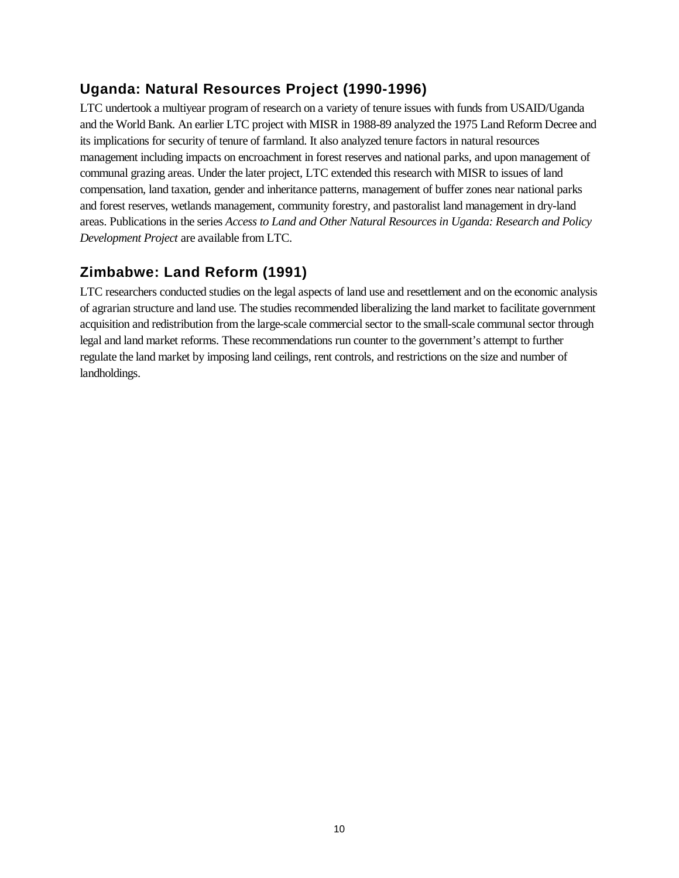## Uganda: Natural Resources Project (1990-1996)

LTC undertook a multiyear program of research on a variety of tenure issues with funds from USAID/Uganda and the World Bank. An earlier LTC project with MISR in 1988-89 analyzed the 1975 Land Reform Decree and its implications for security of tenure of farmland. It also analyzed tenure factors in natural resources management including impacts on encroachment in forest reserves and national parks, and upon management of communal grazing areas. Under the later project, LTC extended this research with MISR to issues of land compensation, land taxation, gender and inheritance patterns, management of buffer zones near national parks and forest reserves, wetlands management, community forestry, and pastoralist land management in dry-land areas. Publications in the series *Access to Land and Other Natural Resources in Uganda: Research and Policy Development Project* are available from LTC.

## Zimbabwe: Land Reform (1991)

LTC researchers conducted studies on the legal aspects of land use and resettlement and on the economic analysis of agrarian structure and land use. The studies recommended liberalizing the land market to facilitate government acquisition and redistribution from the large-scale commercial sector to the small-scale communal sector through legal and land market reforms. These recommendations run counter to the government's attempt to further regulate the land market by imposing land ceilings, rent controls, and restrictions on the size and number of landholdings.